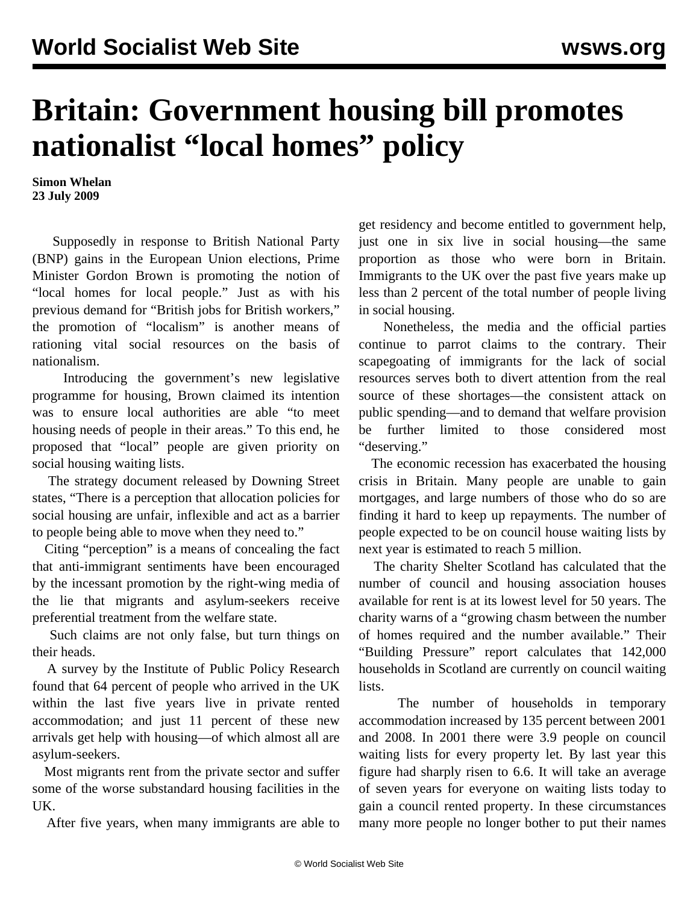# Britain: Government housing bill promotes nationalist "local homes" policy

**Simon Whelan**
**23 July 2009**

Supposedly in response to British National Party (BNP) gains in the European Union elections, Prime Minister Gordon Brown is promoting the notion of "local homes for local people." Just as with his previous demand for "British jobs for British workers," the promotion of "localism" is another means of rationing vital social resources on the basis of nationalism.

Introducing the government's new legislative programme for housing, Brown claimed its intention was to ensure local authorities are able "to meet housing needs of people in their areas." To this end, he proposed that "local" people are given priority on social housing waiting lists.

The strategy document released by Downing Street states, "There is a perception that allocation policies for social housing are unfair, inflexible and act as a barrier to people being able to move when they need to."

Citing "perception" is a means of concealing the fact that anti-immigrant sentiments have been encouraged by the incessant promotion by the right-wing media of the lie that migrants and asylum-seekers receive preferential treatment from the welfare state.

Such claims are not only false, but turn things on their heads.

A survey by the Institute of Public Policy Research found that 64 percent of people who arrived in the UK within the last five years live in private rented accommodation; and just 11 percent of these new arrivals get help with housing—of which almost all are asylum-seekers.

Most migrants rent from the private sector and suffer some of the worse substandard housing facilities in the UK.

After five years, when many immigrants are able to get residency and become entitled to government help, just one in six live in social housing—the same proportion as those who were born in Britain. Immigrants to the UK over the past five years make up less than 2 percent of the total number of people living in social housing.

Nonetheless, the media and the official parties continue to parrot claims to the contrary. Their scapegoating of immigrants for the lack of social resources serves both to divert attention from the real source of these shortages—the consistent attack on public spending—and to demand that welfare provision be further limited to those considered most "deserving."

The economic recession has exacerbated the housing crisis in Britain. Many people are unable to gain mortgages, and large numbers of those who do so are finding it hard to keep up repayments. The number of people expected to be on council house waiting lists by next year is estimated to reach 5 million.

The charity Shelter Scotland has calculated that the number of council and housing association houses available for rent is at its lowest level for 50 years. The charity warns of a "growing chasm between the number of homes required and the number available." Their "Building Pressure" report calculates that 142,000 households in Scotland are currently on council waiting lists.

The number of households in temporary accommodation increased by 135 percent between 2001 and 2008. In 2001 there were 3.9 people on council waiting lists for every property let. By last year this figure had sharply risen to 6.6. It will take an average of seven years for everyone on waiting lists today to gain a council rented property. In these circumstances many more people no longer bother to put their names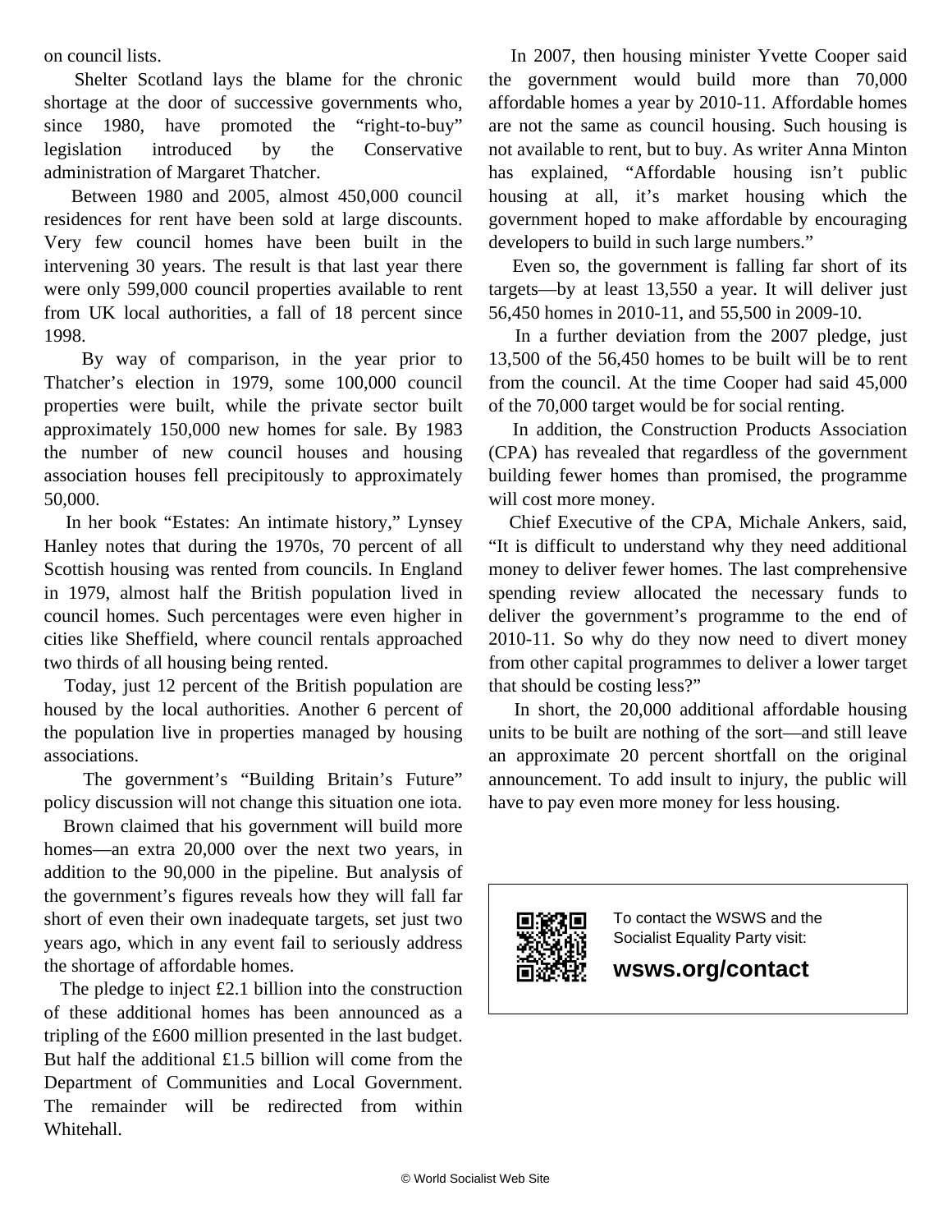on council lists.

Shelter Scotland lays the blame for the chronic shortage at the door of successive governments who, since 1980, have promoted the "right-to-buy" legislation introduced by the Conservative administration of Margaret Thatcher.

Between 1980 and 2005, almost 450,000 council residences for rent have been sold at large discounts. Very few council homes have been built in the intervening 30 years. The result is that last year there were only 599,000 council properties available to rent from UK local authorities, a fall of 18 percent since 1998.

By way of comparison, in the year prior to Thatcher's election in 1979, some 100,000 council properties were built, while the private sector built approximately 150,000 new homes for sale. By 1983 the number of new council houses and housing association houses fell precipitously to approximately 50,000.

In her book "Estates: An intimate history," Lynsey Hanley notes that during the 1970s, 70 percent of all Scottish housing was rented from councils. In England in 1979, almost half the British population lived in council homes. Such percentages were even higher in cities like Sheffield, where council rentals approached two thirds of all housing being rented.

Today, just 12 percent of the British population are housed by the local authorities. Another 6 percent of the population live in properties managed by housing associations.

The government's "Building Britain's Future" policy discussion will not change this situation one iota.

Brown claimed that his government will build more homes—an extra 20,000 over the next two years, in addition to the 90,000 in the pipeline. But analysis of the government's figures reveals how they will fall far short of even their own inadequate targets, set just two years ago, which in any event fail to seriously address the shortage of affordable homes.

The pledge to inject £2.1 billion into the construction of these additional homes has been announced as a tripling of the £600 million presented in the last budget. But half the additional £1.5 billion will come from the Department of Communities and Local Government. The remainder will be redirected from within Whitehall.

In 2007, then housing minister Yvette Cooper said the government would build more than 70,000 affordable homes a year by 2010-11. Affordable homes are not the same as council housing. Such housing is not available to rent, but to buy. As writer Anna Minton has explained, "Affordable housing isn't public housing at all, it's market housing which the government hoped to make affordable by encouraging developers to build in such large numbers."

Even so, the government is falling far short of its targets—by at least 13,550 a year. It will deliver just 56,450 homes in 2010-11, and 55,500 in 2009-10.

In a further deviation from the 2007 pledge, just 13,500 of the 56,450 homes to be built will be to rent from the council. At the time Cooper had said 45,000 of the 70,000 target would be for social renting.

In addition, the Construction Products Association (CPA) has revealed that regardless of the government building fewer homes than promised, the programme will cost more money.

Chief Executive of the CPA, Michale Ankers, said, "It is difficult to understand why they need additional money to deliver fewer homes. The last comprehensive spending review allocated the necessary funds to deliver the government's programme to the end of 2010-11. So why do they now need to divert money from other capital programmes to deliver a lower target that should be costing less?"

In short, the 20,000 additional affordable housing units to be built are nothing of the sort—and still leave an approximate 20 percent shortfall on the original announcement. To add insult to injury, the public will have to pay even more money for less housing.

To contact the WSWS and the Socialist Equality Party visit:

**wsws.org/contact**